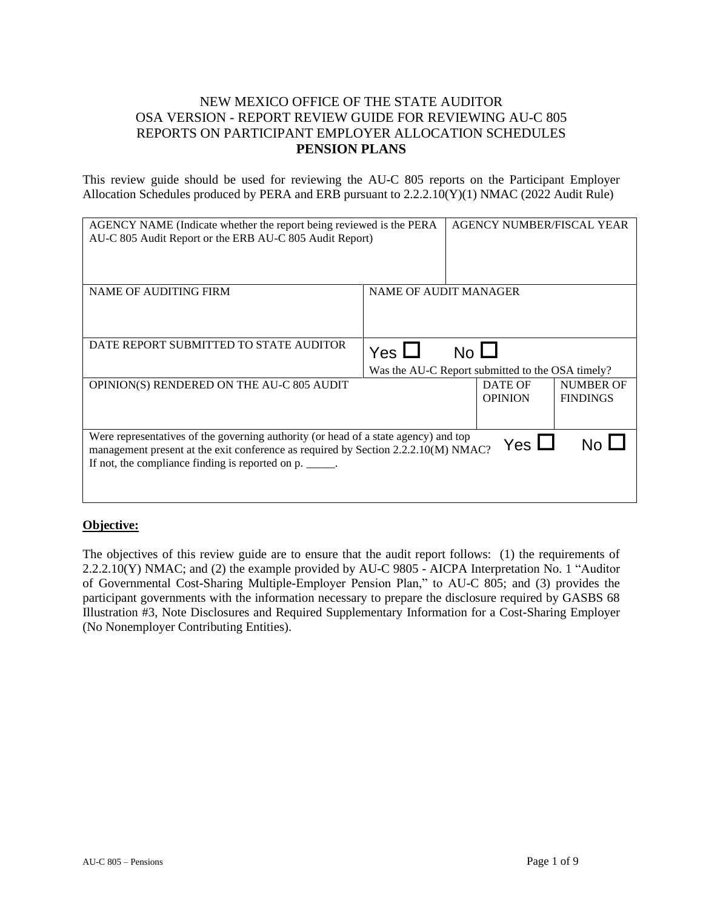# NEW MEXICO OFFICE OF THE STATE AUDITOR
# OSA VERSION - REPORT REVIEW GUIDE FOR REVIEWING AU-C 805 REPORTS ON PARTICIPANT EMPLOYER ALLOCATION SCHEDULES
# **PENSION PLANS**

This review guide should be used for reviewing the AU-C 805 reports on the Participant Employer Allocation Schedules produced by PERA and ERB pursuant to 2.2.2.10(Y)(1) NMAC (2022 Audit Rule)

| AGENCY NAME (Indicate whether the report being reviewed is the PERA AU-C 805 Audit Report or the ERB AU-C 805 Audit Report) | | AGENCY NUMBER/FISCAL YEAR | |
|---|---|---|---|
| NAME OF AUDITING FIRM | NAME OF AUDIT MANAGER | | |
| DATE REPORT SUBMITTED TO STATE AUDITOR | Yes ☐ No ☐ Was the AU-C Report submitted to the OSA timely? | | |
| OPINION(S) RENDERED ON THE AU-C 805 AUDIT | | DATE OF OPINION | NUMBER OF FINDINGS |
| Were representatives of the governing authority (or head of a state agency) and top management present at the exit conference as required by Section 2.2.2.10(M) NMAC? If not, the compliance finding is reported on p. _____. | | Yes ☐ | No ☐ |

**Objective:**

The objectives of this review guide are to ensure that the audit report follows: (1) the requirements of 2.2.2.10(Y) NMAC; and (2) the example provided by AU-C 9805 - AICPA Interpretation No. 1 "Auditor of Governmental Cost-Sharing Multiple-Employer Pension Plan," to AU-C 805; and (3) provides the participant governments with the information necessary to prepare the disclosure required by GASBS 68 Illustration #3, Note Disclosures and Required Supplementary Information for a Cost-Sharing Employer (No Nonemployer Contributing Entities).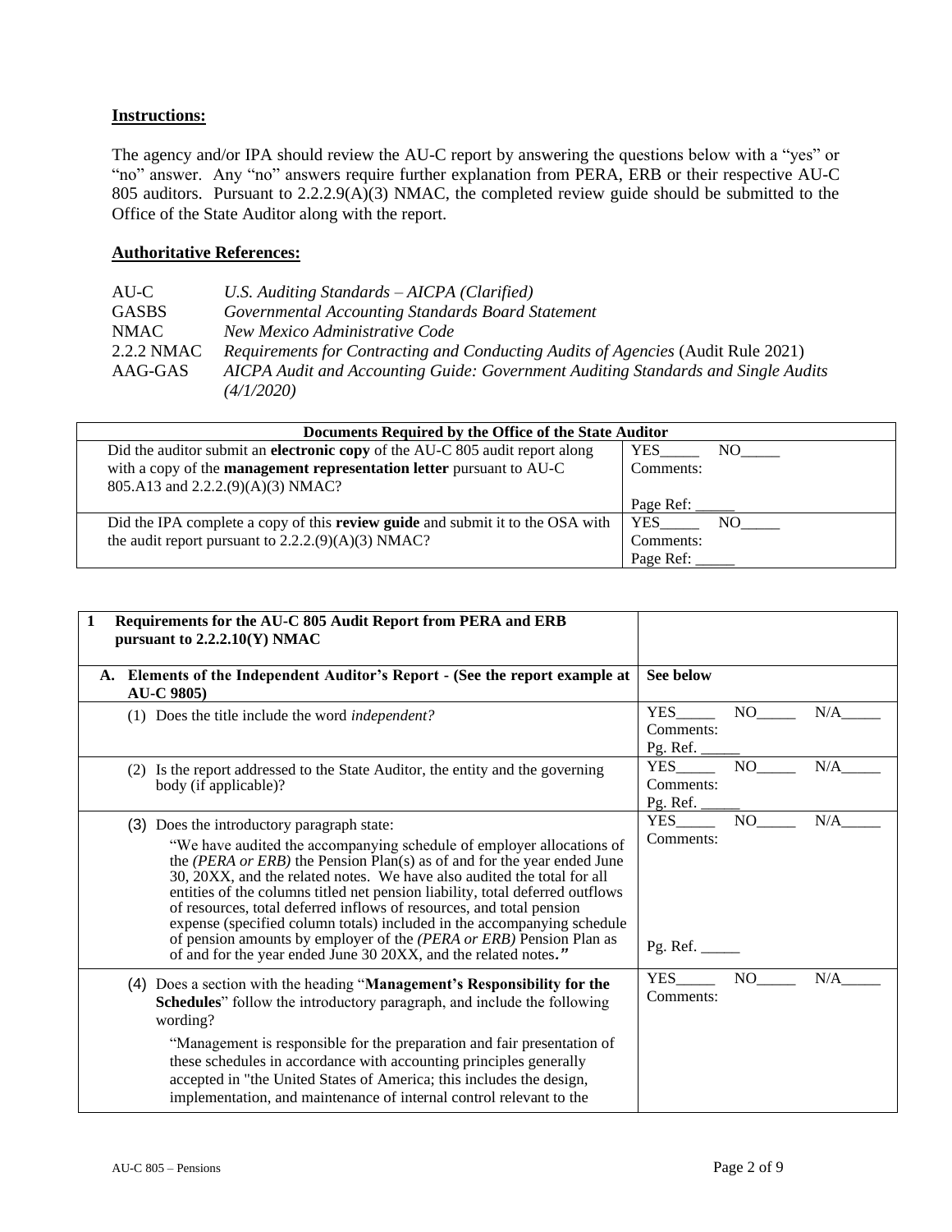**Instructions:**

The agency and/or IPA should review the AU-C report by answering the questions below with a "yes" or "no" answer. Any "no" answers require further explanation from PERA, ERB or their respective AU-C 805 auditors. Pursuant to 2.2.2.9(A)(3) NMAC, the completed review guide should be submitted to the Office of the State Auditor along with the report.

**Authoritative References:**

| | |
|---|---|
| AU-C | *U.S. Auditing Standards – AICPA (Clarified)* |
| GASBS | *Governmental Accounting Standards Board Statement* |
| NMAC | *New Mexico Administrative Code* |
| 2.2.2 NMAC | *Requirements for Contracting and Conducting Audits of Agencies* (Audit Rule 2021) |
| AAG-GAS | *AICPA Audit and Accounting Guide: Government Auditing Standards and Single Audits (4/1/2020)* |

| Documents Required by the Office of the State Auditor | |
|---|---|
| Did the auditor submit an **electronic copy** of the AU-C 805 audit report along with a copy of the **management representation letter** pursuant to AU-C 805.A13 and 2.2.2.(9)(A)(3) NMAC? | YES_____ NO_____<br>Comments:<br><br>Page Ref: _____ |
| Did the IPA complete a copy of this **review guide** and submit it to the OSA with the audit report pursuant to 2.2.2.(9)(A)(3) NMAC? | YES_____ NO_____<br>Comments:<br>Page Ref: _____ |

| **1 Requirements for the AU-C 805 Audit Report from PERA and ERB pursuant to 2.2.2.10(Y) NMAC** | |
|---|---|
| **A. Elements of the Independent Auditor's Report - (See the report example at AU-C 9805)** | **See below** |
| (1) Does the title include the word *independent?* | YES_____ NO_____ N/A_____<br>Comments:<br>Pg. Ref. _____ |
| (2) Is the report addressed to the State Auditor, the entity and the governing body (if applicable)? | YES_____ NO_____ N/A_____<br>Comments:<br>Pg. Ref. _____ |
| (3) Does the introductory paragraph state:<br>"We have audited the accompanying schedule of employer allocations of the *(PERA or ERB)* the Pension Plan(s) as of and for the year ended June 30, 20XX, and the related notes. We have also audited the total for all entities of the columns titled net pension liability, total deferred outflows of resources, total deferred inflows of resources, and total pension expense (specified column totals) included in the accompanying schedule of pension amounts by employer of the *(PERA or ERB)* Pension Plan as of and for the year ended June 30 20XX, and the related notes**.***"* | YES_____ NO_____ N/A_____<br>Comments:<br><br><br>Pg. Ref. _____ |
| (4) Does a section with the heading "**Management's Responsibility for the Schedules**" follow the introductory paragraph, and include the following wording?<br>"Management is responsible for the preparation and fair presentation of these schedules in accordance with accounting principles generally accepted in "the United States of America; this includes the design, implementation, and maintenance of internal control relevant to the | YES_____ NO_____ N/A_____<br>Comments: |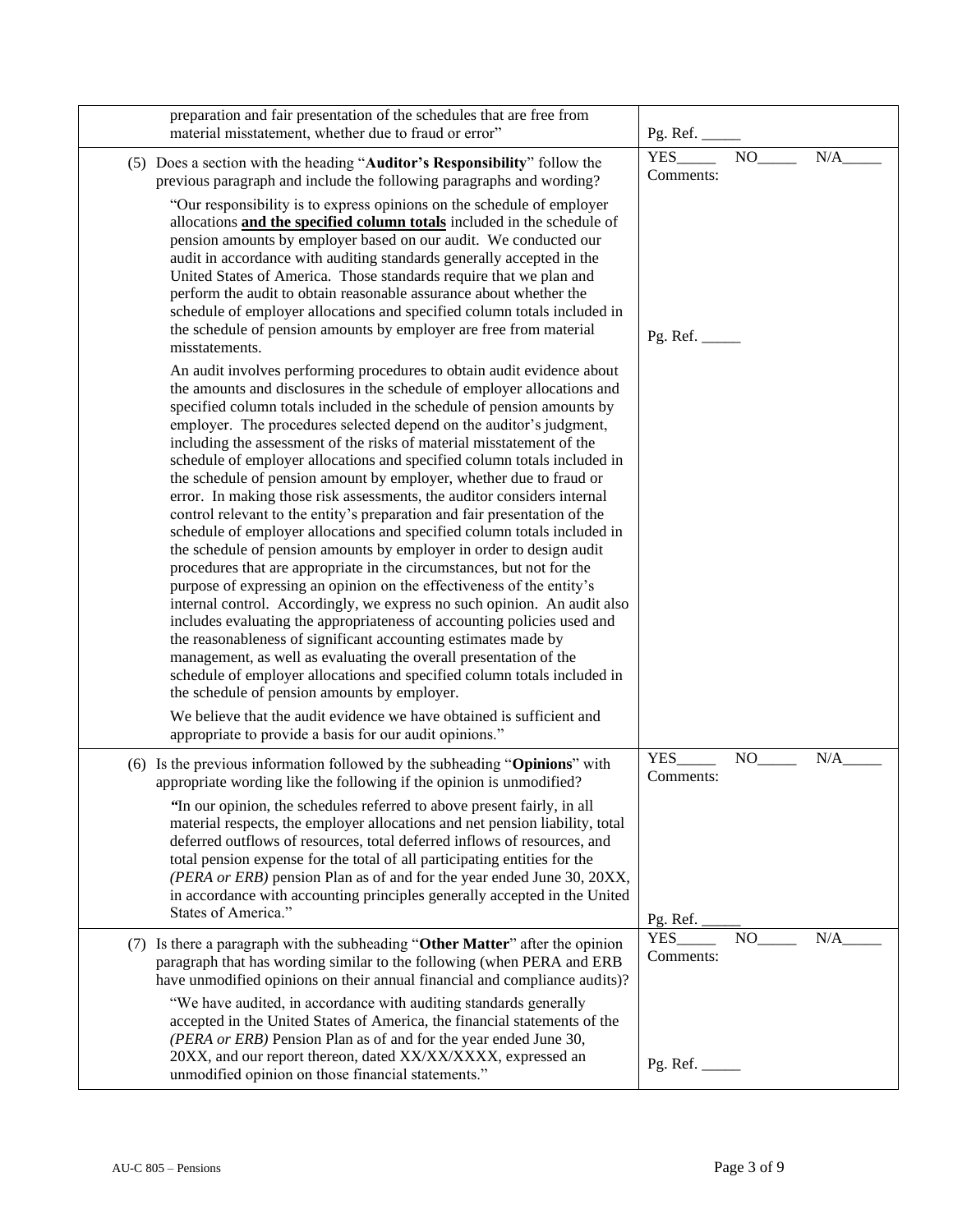| | |
|---|---|
| preparation and fair presentation of the schedules that are free from material misstatement, whether due to fraud or error" | Pg. Ref. _____ |
| (5) Does a section with the heading "**Auditor's Responsibility**" follow the previous paragraph and include the following paragraphs and wording?<br><br>"Our responsibility is to express opinions on the schedule of employer allocations <u>**and the specified column totals**</u> included in the schedule of pension amounts by employer based on our audit. We conducted our audit in accordance with auditing standards generally accepted in the United States of America. Those standards require that we plan and perform the audit to obtain reasonable assurance about whether the schedule of employer allocations and specified column totals included in the schedule of pension amounts by employer are free from material misstatements.<br><br>An audit involves performing procedures to obtain audit evidence about the amounts and disclosures in the schedule of employer allocations and specified column totals included in the schedule of pension amounts by employer. The procedures selected depend on the auditor's judgment, including the assessment of the risks of material misstatement of the schedule of employer allocations and specified column totals included in the schedule of pension amount by employer, whether due to fraud or error. In making those risk assessments, the auditor considers internal control relevant to the entity's preparation and fair presentation of the schedule of employer allocations and specified column totals included in the schedule of pension amounts by employer in order to design audit procedures that are appropriate in the circumstances, but not for the purpose of expressing an opinion on the effectiveness of the entity's internal control. Accordingly, we express no such opinion. An audit also includes evaluating the appropriateness of accounting policies used and the reasonableness of significant accounting estimates made by management, as well as evaluating the overall presentation of the schedule of employer allocations and specified column totals included in the schedule of pension amounts by employer.<br><br>We believe that the audit evidence we have obtained is sufficient and appropriate to provide a basis for our audit opinions." | YES_____ NO_____ N/A_____<br>Comments:<br><br>Pg. Ref. _____ |
| (6) Is the previous information followed by the subheading "**Opinions**" with appropriate wording like the following if the opinion is unmodified?<br><br>"In our opinion, the schedules referred to above present fairly, in all material respects, the employer allocations and net pension liability, total deferred outflows of resources, total deferred inflows of resources, and total pension expense for the total of all participating entities for the *(PERA or ERB)* pension Plan as of and for the year ended June 30, 20XX, in accordance with accounting principles generally accepted in the United States of America." | YES_____ NO_____ N/A_____<br>Comments:<br><br>Pg. Ref. _____ |
| (7) Is there a paragraph with the subheading "**Other Matter**" after the opinion paragraph that has wording similar to the following (when PERA and ERB have unmodified opinions on their annual financial and compliance audits)?<br><br>"We have audited, in accordance with auditing standards generally accepted in the United States of America, the financial statements of the *(PERA or ERB)* Pension Plan as of and for the year ended June 30, 20XX, and our report thereon, dated XX/XX/XXXX, expressed an unmodified opinion on those financial statements." | YES_____ NO_____ N/A_____<br>Comments:<br><br>Pg. Ref. _____ |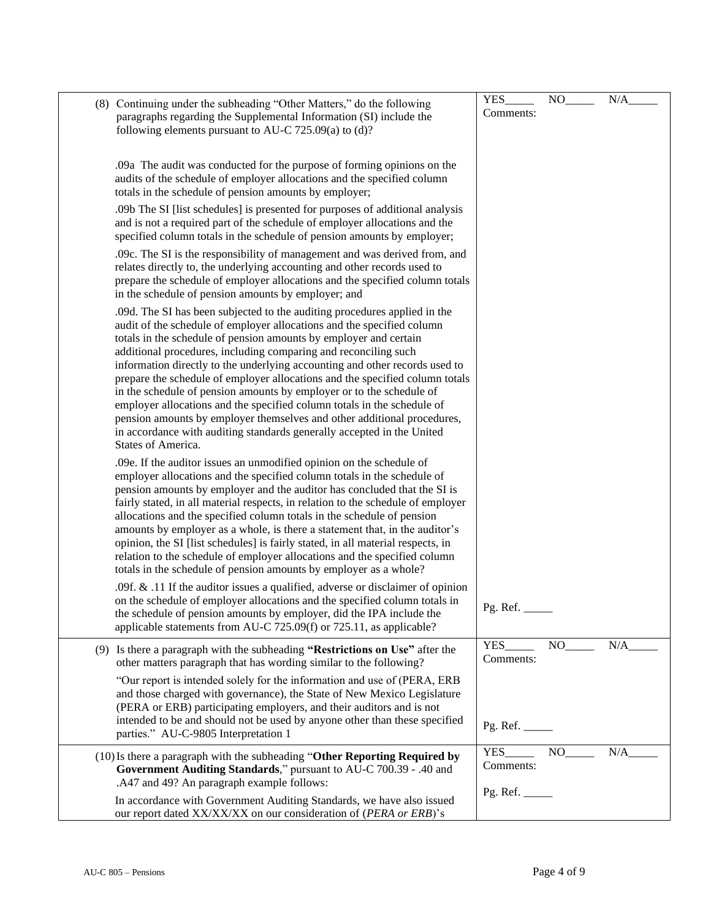| | |
|---|---|
| (8) Continuing under the subheading "Other Matters," do the following paragraphs regarding the Supplemental Information (SI) include the following elements pursuant to AU-C 725.09(a) to (d)?<br><br>.09a The audit was conducted for the purpose of forming opinions on the audits of the schedule of employer allocations and the specified column totals in the schedule of pension amounts by employer;<br><br>.09b The SI [list schedules] is presented for purposes of additional analysis and is not a required part of the schedule of employer allocations and the specified column totals in the schedule of pension amounts by employer;<br><br>.09c. The SI is the responsibility of management and was derived from, and relates directly to, the underlying accounting and other records used to prepare the schedule of employer allocations and the specified column totals in the schedule of pension amounts by employer; and<br><br>.09d. The SI has been subjected to the auditing procedures applied in the audit of the schedule of employer allocations and the specified column totals in the schedule of pension amounts by employer and certain additional procedures, including comparing and reconciling such information directly to the underlying accounting and other records used to prepare the schedule of employer allocations and the specified column totals in the schedule of pension amounts by employer or to the schedule of employer allocations and the specified column totals in the schedule of pension amounts by employer themselves and other additional procedures, in accordance with auditing standards generally accepted in the United States of America.<br><br>.09e. If the auditor issues an unmodified opinion on the schedule of employer allocations and the specified column totals in the schedule of pension amounts by employer and the auditor has concluded that the SI is fairly stated, in all material respects, in relation to the schedule of employer allocations and the specified column totals in the schedule of pension amounts by employer as a whole, is there a statement that, in the auditor's opinion, the SI [list schedules] is fairly stated, in all material respects, in relation to the schedule of employer allocations and the specified column totals in the schedule of pension amounts by employer as a whole?<br><br>.09f. & .11 If the auditor issues a qualified, adverse or disclaimer of opinion on the schedule of employer allocations and the specified column totals in the schedule of pension amounts by employer, did the IPA include the applicable statements from AU-C 725.09(f) or 725.11, as applicable? | YES_____ NO_____ N/A_____<br>Comments:<br><br>Pg. Ref. _____ |
| (9) Is there a paragraph with the subheading **"Restrictions on Use"** after the other matters paragraph that has wording similar to the following?<br><br>"Our report is intended solely for the information and use of (PERA, ERB and those charged with governance), the State of New Mexico Legislature (PERA or ERB) participating employers, and their auditors and is not intended to be and should not be used by anyone other than these specified parties." AU-C-9805 Interpretation 1 | YES_____ NO_____ N/A_____<br>Comments:<br><br>Pg. Ref. _____ |
| (10) Is there a paragraph with the subheading "**Other Reporting Required by Government Auditing Standards**," pursuant to AU-C 700.39 - .40 and .A47 and 49? An paragraph example follows:<br><br>In accordance with Government Auditing Standards, we have also issued our report dated XX/XX/XX on our consideration of (*PERA or ERB*)'s | YES_____ NO_____ N/A_____<br>Comments:<br><br>Pg. Ref. _____ |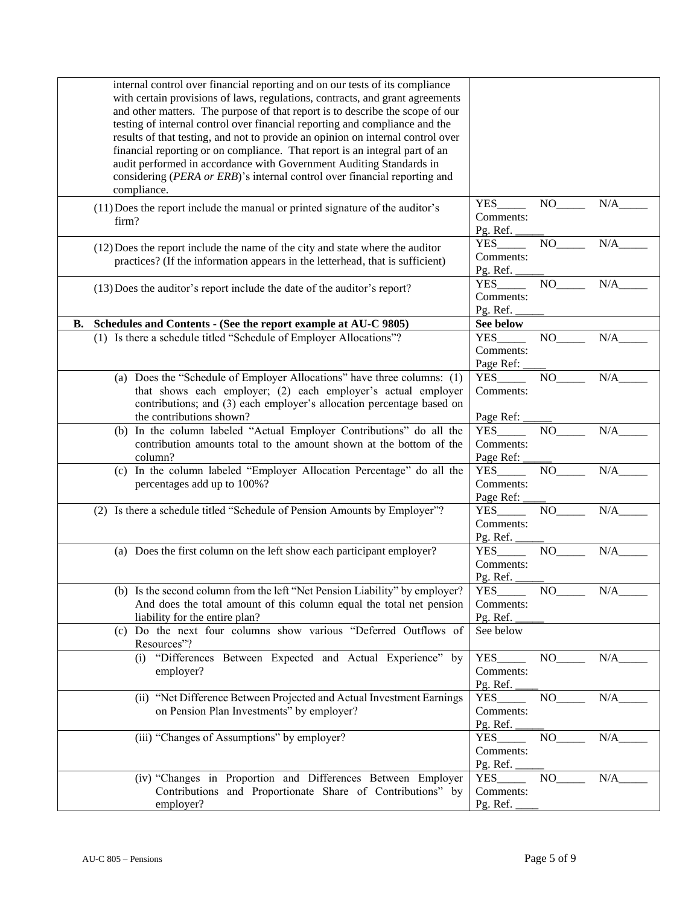| | |
|---|---|
| internal control over financial reporting and on our tests of its compliance with certain provisions of laws, regulations, contracts, and grant agreements and other matters. The purpose of that report is to describe the scope of our testing of internal control over financial reporting and compliance and the results of that testing, and not to provide an opinion on internal control over financial reporting or on compliance. That report is an integral part of an audit performed in accordance with Government Auditing Standards in considering (*PERA or ERB*)'s internal control over financial reporting and compliance. | |
| (11) Does the report include the manual or printed signature of the auditor's firm? | YES_____ NO_____ N/A_____ Comments: Pg. Ref. _____ |
| (12) Does the report include the name of the city and state where the auditor practices? (If the information appears in the letterhead, that is sufficient) | YES_____ NO_____ N/A_____ Comments: Pg. Ref. _____ |
| (13) Does the auditor's report include the date of the auditor's report? | YES_____ NO_____ N/A_____ Comments: Pg. Ref. _____ |
| **B. Schedules and Contents - (See the report example at AU-C 9805)** | **See below** |
| (1) Is there a schedule titled "Schedule of Employer Allocations"? | YES_____ NO_____ N/A_____ Comments: Page Ref: ____ |
| (a) Does the "Schedule of Employer Allocations" have three columns: (1) that shows each employer; (2) each employer's actual employer contributions; and (3) each employer's allocation percentage based on the contributions shown? | YES_____ NO_____ N/A_____ Comments: Page Ref: _____ |
| (b) In the column labeled "Actual Employer Contributions" do all the contribution amounts total to the amount shown at the bottom of the column? | YES_____ NO_____ N/A_____ Comments: Page Ref: _____ |
| (c) In the column labeled "Employer Allocation Percentage" do all the percentages add up to 100%? | YES_____ NO_____ N/A_____ Comments: Page Ref: ____ |
| (2) Is there a schedule titled "Schedule of Pension Amounts by Employer"? | YES_____ NO_____ N/A_____ Comments: Pg. Ref. _____ |
| (a) Does the first column on the left show each participant employer? | YES_____ NO_____ N/A_____ Comments: Pg. Ref. _____ |
| (b) Is the second column from the left "Net Pension Liability" by employer? And does the total amount of this column equal the total net pension liability for the entire plan? | YES_____ NO_____ N/A_____ Comments: Pg. Ref. _____ |
| (c) Do the next four columns show various "Deferred Outflows of Resources"? | See below |
| (i) "Differences Between Expected and Actual Experience" by employer? | YES_____ NO_____ N/A_____ Comments: Pg. Ref. ____ |
| (ii) "Net Difference Between Projected and Actual Investment Earnings on Pension Plan Investments" by employer? | YES_____ NO_____ N/A_____ Comments: Pg. Ref. _____ |
| (iii) "Changes of Assumptions" by employer? | YES_____ NO_____ N/A_____ Comments: Pg. Ref. _____ |
| (iv) "Changes in Proportion and Differences Between Employer Contributions and Proportionate Share of Contributions" by employer? | YES_____ NO_____ N/A_____ Comments: Pg. Ref. ____ |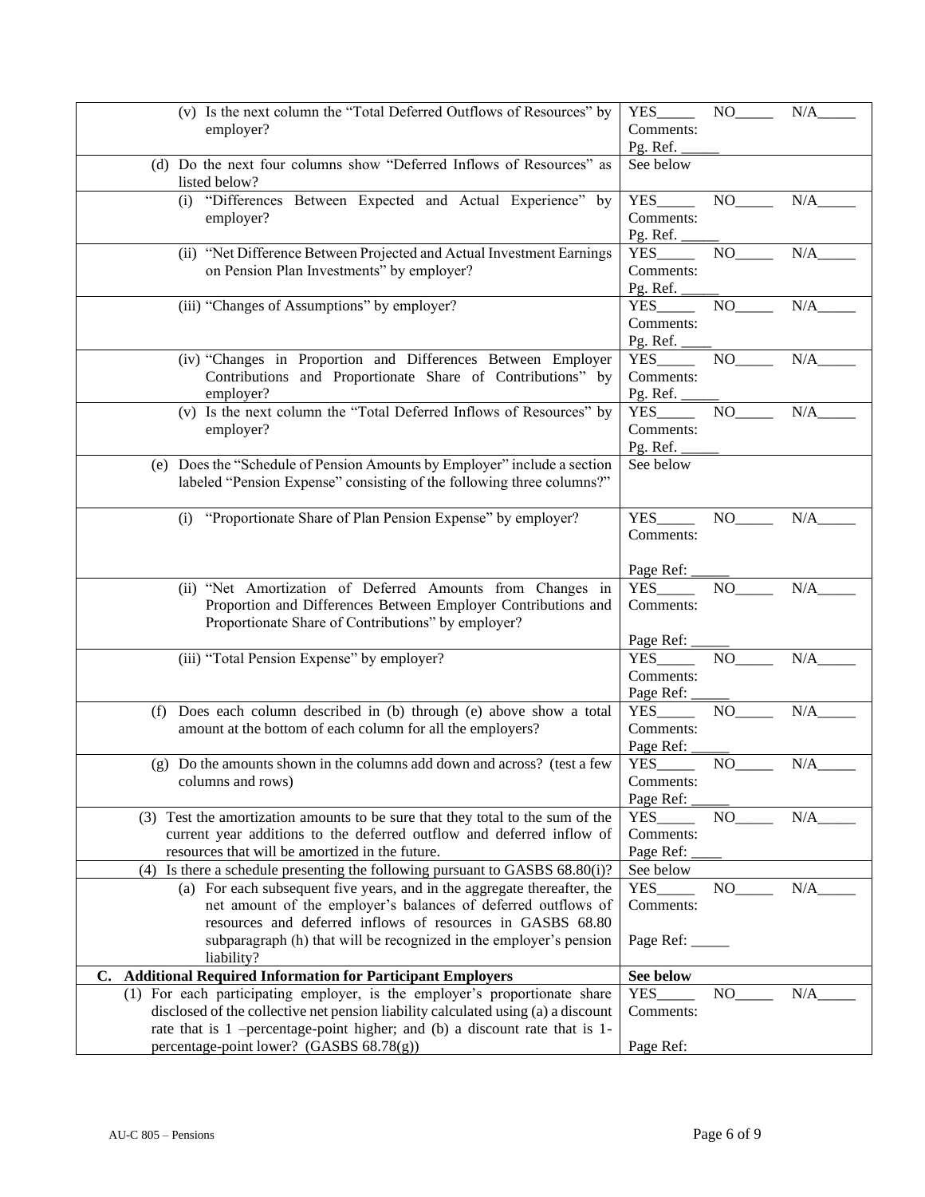| | |
|---|---|
| (v) Is the next column the "Total Deferred Outflows of Resources" by employer? | YES_____ NO_____ N/A_____<br>Comments:<br>Pg. Ref. _____ |
| (d) Do the next four columns show "Deferred Inflows of Resources" as listed below? | See below |
| (i) "Differences Between Expected and Actual Experience" by employer? | YES_____ NO_____ N/A_____<br>Comments:<br>Pg. Ref. _____ |
| (ii) "Net Difference Between Projected and Actual Investment Earnings on Pension Plan Investments" by employer? | YES_____ NO_____ N/A_____<br>Comments:<br>Pg. Ref. _____ |
| (iii) "Changes of Assumptions" by employer? | YES_____ NO_____ N/A_____<br>Comments:<br>Pg. Ref. ____ |
| (iv) "Changes in Proportion and Differences Between Employer Contributions and Proportionate Share of Contributions" by employer? | YES_____ NO_____ N/A_____<br>Comments:<br>Pg. Ref. _____ |
| (v) Is the next column the "Total Deferred Inflows of Resources" by employer? | YES_____ NO_____ N/A_____<br>Comments:<br>Pg. Ref. _____ |
| (e) Does the "Schedule of Pension Amounts by Employer" include a section labeled "Pension Expense" consisting of the following three columns?" | See below |
| (i) "Proportionate Share of Plan Pension Expense" by employer? | YES_____ NO_____ N/A_____<br>Comments:<br><br>Page Ref: _____ |
| (ii) "Net Amortization of Deferred Amounts from Changes in Proportion and Differences Between Employer Contributions and Proportionate Share of Contributions" by employer? | YES_____ NO_____ N/A_____<br>Comments:<br><br>Page Ref: _____ |
| (iii) "Total Pension Expense" by employer? | YES_____ NO_____ N/A_____<br>Comments:<br>Page Ref: _____ |
| (f) Does each column described in (b) through (e) above show a total amount at the bottom of each column for all the employers? | YES_____ NO_____ N/A_____<br>Comments:<br>Page Ref: _____ |
| (g) Do the amounts shown in the columns add down and across? (test a few columns and rows) | YES_____ NO_____ N/A_____<br>Comments:<br>Page Ref: _____ |
| (3) Test the amortization amounts to be sure that they total to the sum of the current year additions to the deferred outflow and deferred inflow of resources that will be amortized in the future. | YES_____ NO_____ N/A_____<br>Comments:<br>Page Ref: ____ |
| (4) Is there a schedule presenting the following pursuant to GASBS 68.80(i)? | See below |
| (a) For each subsequent five years, and in the aggregate thereafter, the net amount of the employer's balances of deferred outflows of resources and deferred inflows of resources in GASBS 68.80 subparagraph (h) that will be recognized in the employer's pension liability? | YES_____ NO_____ N/A_____<br>Comments:<br><br>Page Ref: _____ |
| **C. Additional Required Information for Participant Employers** | **See below** |
| (1) For each participating employer, is the employer's proportionate share disclosed of the collective net pension liability calculated using (a) a discount rate that is 1 –percentage-point higher; and (b) a discount rate that is 1-percentage-point lower? (GASBS 68.78(g)) | YES_____ NO_____ N/A_____<br>Comments:<br><br>Page Ref: |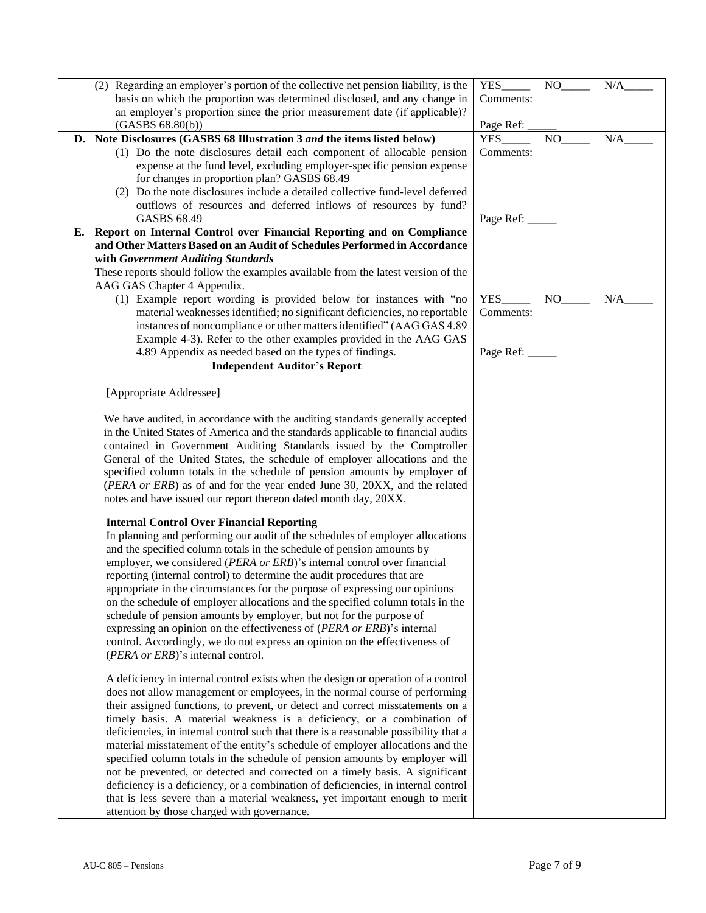| | |
|---|---|
| (2) Regarding an employer's portion of the collective net pension liability, is the basis on which the proportion was determined disclosed, and any change in an employer's proportion since the prior measurement date (if applicable)? (GASBS 68.80(b)) | YES_____ NO_____ N/A_____<br>Comments:<br><br>Page Ref: _____ |
| **D. Note Disclosures (GASBS 68 Illustration 3 *and* the items listed below)**<br>(1) Do the note disclosures detail each component of allocable pension expense at the fund level, excluding employer-specific pension expense for changes in proportion plan? GASBS 68.49<br>(2) Do the note disclosures include a detailed collective fund-level deferred outflows of resources and deferred inflows of resources by fund? GASBS 68.49 | YES_____ NO_____ N/A_____<br>Comments:<br><br>Page Ref: _____ |
| **E. Report on Internal Control over Financial Reporting and on Compliance and Other Matters Based on an Audit of Schedules Performed in Accordance with *Government Auditing Standards***<br>These reports should follow the examples available from the latest version of the AAG GAS Chapter 4 Appendix. | |
| (1) Example report wording is provided below for instances with "no material weaknesses identified; no significant deficiencies, no reportable instances of noncompliance or other matters identified" (AAG GAS 4.89 Example 4-3). Refer to the other examples provided in the AAG GAS 4.89 Appendix as needed based on the types of findings. | YES_____ NO_____ N/A_____<br>Comments:<br><br>Page Ref: _____ |
| **Independent Auditor's Report**<br><br>[Appropriate Addressee]<br><br>We have audited, in accordance with the auditing standards generally accepted in the United States of America and the standards applicable to financial audits contained in Government Auditing Standards issued by the Comptroller General of the United States, the schedule of employer allocations and the specified column totals in the schedule of pension amounts by employer of (*PERA or ERB*) as of and for the year ended June 30, 20XX, and the related notes and have issued our report thereon dated month day, 20XX.<br><br>**Internal Control Over Financial Reporting**<br>In planning and performing our audit of the schedules of employer allocations and the specified column totals in the schedule of pension amounts by employer, we considered (*PERA or ERB*)'s internal control over financial reporting (internal control) to determine the audit procedures that are appropriate in the circumstances for the purpose of expressing our opinions on the schedule of employer allocations and the specified column totals in the schedule of pension amounts by employer, but not for the purpose of expressing an opinion on the effectiveness of (*PERA or ERB*)'s internal control. Accordingly, we do not express an opinion on the effectiveness of (*PERA or ERB*)'s internal control.<br><br>A deficiency in internal control exists when the design or operation of a control does not allow management or employees, in the normal course of performing their assigned functions, to prevent, or detect and correct misstatements on a timely basis. A material weakness is a deficiency, or a combination of deficiencies, in internal control such that there is a reasonable possibility that a material misstatement of the entity's schedule of employer allocations and the specified column totals in the schedule of pension amounts by employer will not be prevented, or detected and corrected on a timely basis. A significant deficiency is a deficiency, or a combination of deficiencies, in internal control that is less severe than a material weakness, yet important enough to merit attention by those charged with governance. | |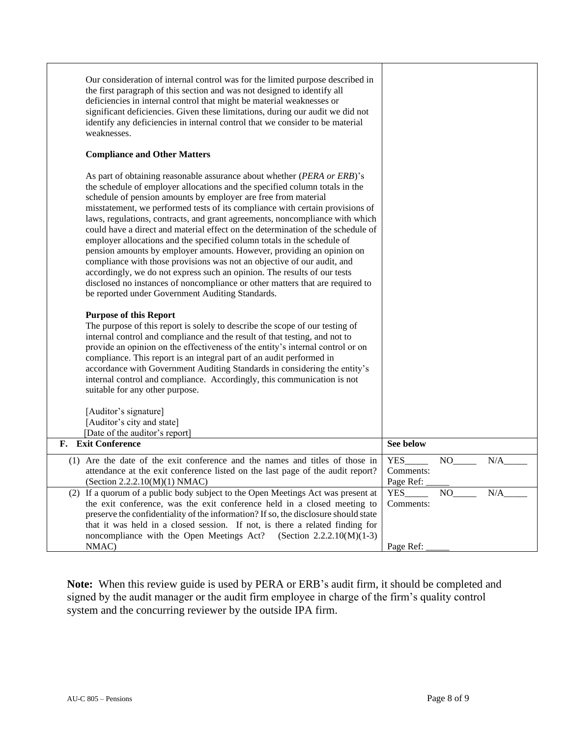| | |
|---|---|
| Our consideration of internal control was for the limited purpose described in the first paragraph of this section and was not designed to identify all deficiencies in internal control that might be material weaknesses or significant deficiencies. Given these limitations, during our audit we did not identify any deficiencies in internal control that we consider to be material weaknesses.<br><br>**Compliance and Other Matters**<br><br>As part of obtaining reasonable assurance about whether (*PERA or ERB*)'s the schedule of employer allocations and the specified column totals in the schedule of pension amounts by employer are free from material misstatement, we performed tests of its compliance with certain provisions of laws, regulations, contracts, and grant agreements, noncompliance with which could have a direct and material effect on the determination of the schedule of employer allocations and the specified column totals in the schedule of pension amounts by employer amounts. However, providing an opinion on compliance with those provisions was not an objective of our audit, and accordingly, we do not express such an opinion. The results of our tests disclosed no instances of noncompliance or other matters that are required to be reported under Government Auditing Standards.<br><br>**Purpose of this Report**<br>The purpose of this report is solely to describe the scope of our testing of internal control and compliance and the result of that testing, and not to provide an opinion on the effectiveness of the entity's internal control or on compliance. This report is an integral part of an audit performed in accordance with Government Auditing Standards in considering the entity's internal control and compliance. Accordingly, this communication is not suitable for any other purpose.<br><br>[Auditor's signature]<br>[Auditor's city and state]<br>[Date of the auditor's report] | |
| **F. Exit Conference** | **See below** |
| (1) Are the date of the exit conference and the names and titles of those in attendance at the exit conference listed on the last page of the audit report? (Section 2.2.2.10(M)(1) NMAC) | YES_____ NO_____ N/A_____<br>Comments:<br>Page Ref: _____ |
| (2) If a quorum of a public body subject to the Open Meetings Act was present at the exit conference, was the exit conference held in a closed meeting to preserve the confidentiality of the information? If so, the disclosure should state that it was held in a closed session. If not, is there a related finding for noncompliance with the Open Meetings Act? (Section 2.2.2.10(M)(1-3) NMAC) | YES_____ NO_____ N/A_____<br>Comments:<br><br>Page Ref: _____ |

**Note:** When this review guide is used by PERA or ERB's audit firm, it should be completed and signed by the audit manager or the audit firm employee in charge of the firm's quality control system and the concurring reviewer by the outside IPA firm.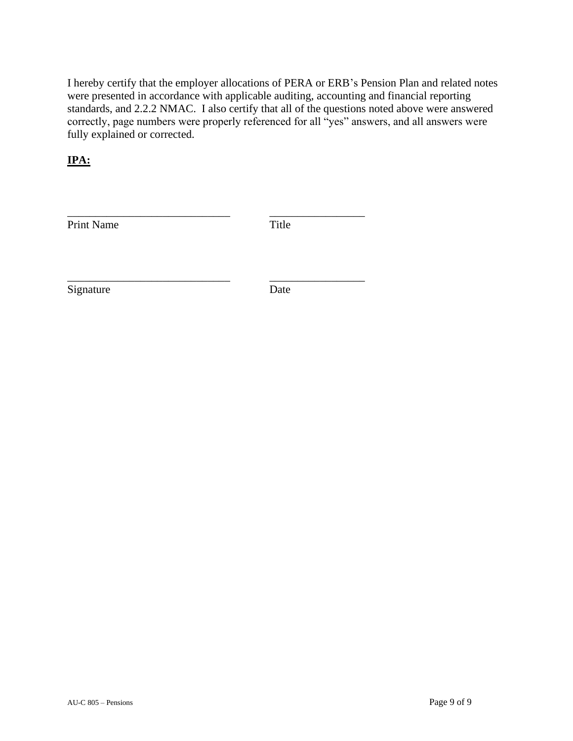I hereby certify that the employer allocations of PERA or ERB's Pension Plan and related notes were presented in accordance with applicable auditing, accounting and financial reporting standards, and 2.2.2 NMAC. I also certify that all of the questions noted above were answered correctly, page numbers were properly referenced for all "yes" answers, and all answers were fully explained or corrected.

**IPA:**

| | |
|---|---|
| ______________________________ | _________________ |
| Print Name | Title |
| ______________________________ | _________________ |
| Signature | Date |